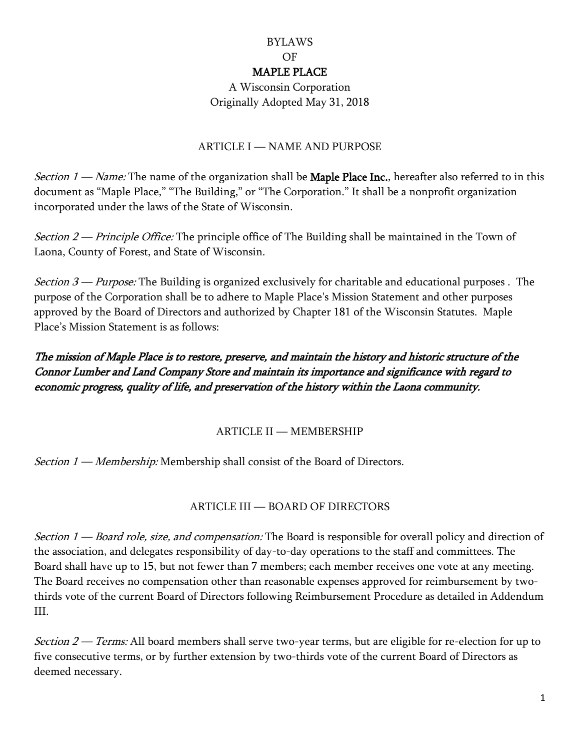# BYLAWS
# OF
# MAPLE PLACE

A Wisconsin Corporation
Originally Adopted May 31, 2018

## ARTICLE I — NAME AND PURPOSE

*Section 1 — Name:* The name of the organization shall be **Maple Place Inc.**, hereafter also referred to in this document as "Maple Place," "The Building," or "The Corporation." It shall be a nonprofit organization incorporated under the laws of the State of Wisconsin.

*Section 2 — Principle Office:* The principle office of The Building shall be maintained in the Town of Laona, County of Forest, and State of Wisconsin.

*Section 3 — Purpose:* The Building is organized exclusively for charitable and educational purposes . The purpose of the Corporation shall be to adhere to Maple Place's Mission Statement and other purposes approved by the Board of Directors and authorized by Chapter 181 of the Wisconsin Statutes. Maple Place's Mission Statement is as follows:

***The mission of Maple Place is to restore, preserve, and maintain the history and historic structure of the Connor Lumber and Land Company Store and maintain its importance and significance with regard to economic progress, quality of life, and preservation of the history within the Laona community.***

## ARTICLE II — MEMBERSHIP

*Section 1 — Membership:* Membership shall consist of the Board of Directors.

## ARTICLE III — BOARD OF DIRECTORS

*Section 1 — Board role, size, and compensation:* The Board is responsible for overall policy and direction of the association, and delegates responsibility of day-to-day operations to the staff and committees. The Board shall have up to 15, but not fewer than 7 members; each member receives one vote at any meeting. The Board receives no compensation other than reasonable expenses approved for reimbursement by two-thirds vote of the current Board of Directors following Reimbursement Procedure as detailed in Addendum III.

*Section 2 — Terms:* All board members shall serve two-year terms, but are eligible for re-election for up to five consecutive terms, or by further extension by two-thirds vote of the current Board of Directors as deemed necessary.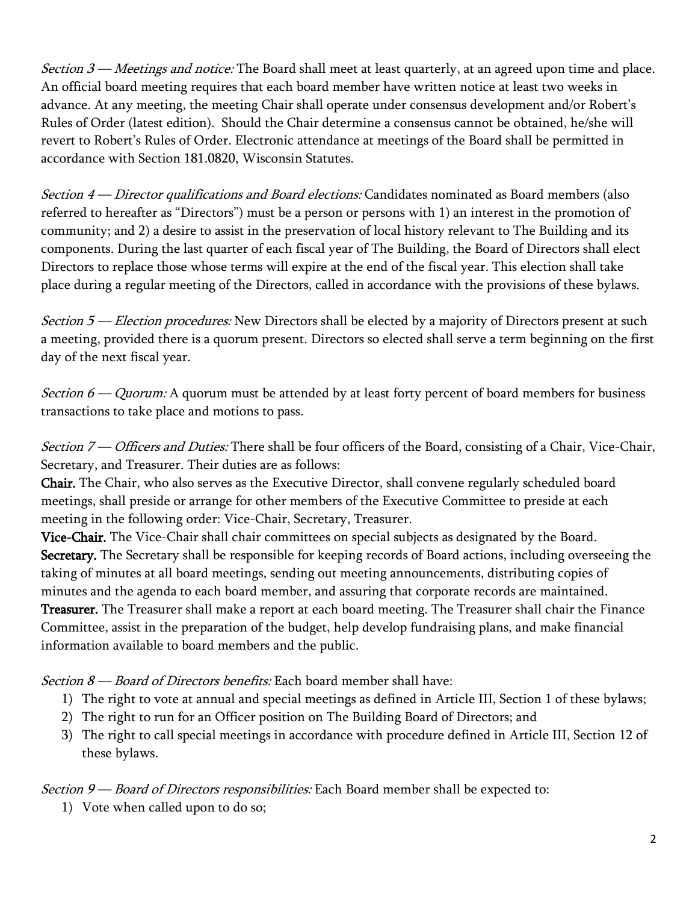*Section 3 — Meetings and notice:* The Board shall meet at least quarterly, at an agreed upon time and place. An official board meeting requires that each board member have written notice at least two weeks in advance. At any meeting, the meeting Chair shall operate under consensus development and/or Robert's Rules of Order (latest edition). Should the Chair determine a consensus cannot be obtained, he/she will revert to Robert's Rules of Order. Electronic attendance at meetings of the Board shall be permitted in accordance with Section 181.0820, Wisconsin Statutes.

*Section 4 — Director qualifications and Board elections:* Candidates nominated as Board members (also referred to hereafter as "Directors") must be a person or persons with 1) an interest in the promotion of community; and 2) a desire to assist in the preservation of local history relevant to The Building and its components. During the last quarter of each fiscal year of The Building, the Board of Directors shall elect Directors to replace those whose terms will expire at the end of the fiscal year. This election shall take place during a regular meeting of the Directors, called in accordance with the provisions of these bylaws.

*Section 5 — Election procedures:* New Directors shall be elected by a majority of Directors present at such a meeting, provided there is a quorum present. Directors so elected shall serve a term beginning on the first day of the next fiscal year.

*Section 6 — Quorum:* A quorum must be attended by at least forty percent of board members for business transactions to take place and motions to pass.

*Section 7 — Officers and Duties:* There shall be four officers of the Board, consisting of a Chair, Vice-Chair, Secretary, and Treasurer. Their duties are as follows:

**Chair.** The Chair, who also serves as the Executive Director, shall convene regularly scheduled board meetings, shall preside or arrange for other members of the Executive Committee to preside at each meeting in the following order: Vice-Chair, Secretary, Treasurer.

**Vice-Chair.** The Vice-Chair shall chair committees on special subjects as designated by the Board.

**Secretary.** The Secretary shall be responsible for keeping records of Board actions, including overseeing the taking of minutes at all board meetings, sending out meeting announcements, distributing copies of minutes and the agenda to each board member, and assuring that corporate records are maintained.

**Treasurer.** The Treasurer shall make a report at each board meeting. The Treasurer shall chair the Finance Committee, assist in the preparation of the budget, help develop fundraising plans, and make financial information available to board members and the public.

*Section 8 — Board of Directors benefits:* Each board member shall have:

1) The right to vote at annual and special meetings as defined in Article III, Section 1 of these bylaws;
2) The right to run for an Officer position on The Building Board of Directors; and
3) The right to call special meetings in accordance with procedure defined in Article III, Section 12 of these bylaws.

*Section 9 — Board of Directors responsibilities:* Each Board member shall be expected to:

1) Vote when called upon to do so;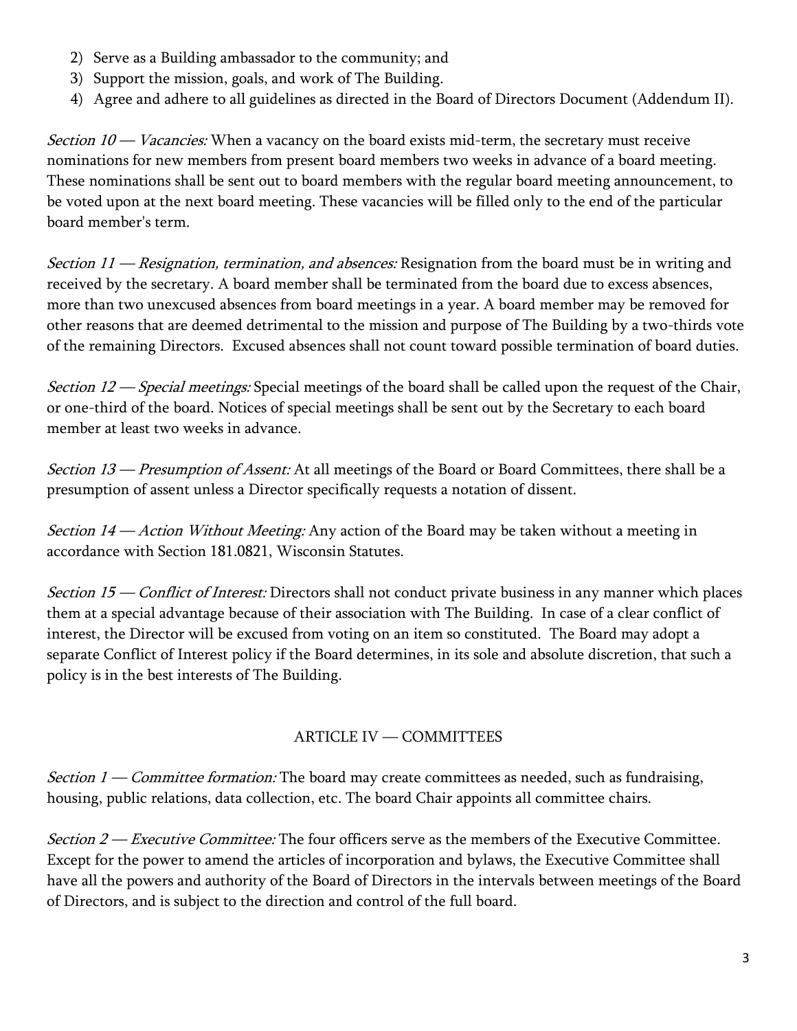2) Serve as a Building ambassador to the community; and
3) Support the mission, goals, and work of The Building.
4) Agree and adhere to all guidelines as directed in the Board of Directors Document (Addendum II).

*Section 10 — Vacancies:* When a vacancy on the board exists mid-term, the secretary must receive nominations for new members from present board members two weeks in advance of a board meeting. These nominations shall be sent out to board members with the regular board meeting announcement, to be voted upon at the next board meeting. These vacancies will be filled only to the end of the particular board member's term.

*Section 11 — Resignation, termination, and absences:* Resignation from the board must be in writing and received by the secretary. A board member shall be terminated from the board due to excess absences, more than two unexcused absences from board meetings in a year. A board member may be removed for other reasons that are deemed detrimental to the mission and purpose of The Building by a two-thirds vote of the remaining Directors. Excused absences shall not count toward possible termination of board duties.

*Section 12 — Special meetings:* Special meetings of the board shall be called upon the request of the Chair, or one-third of the board. Notices of special meetings shall be sent out by the Secretary to each board member at least two weeks in advance.

*Section 13 — Presumption of Assent:* At all meetings of the Board or Board Committees, there shall be a presumption of assent unless a Director specifically requests a notation of dissent.

*Section 14 — Action Without Meeting:* Any action of the Board may be taken without a meeting in accordance with Section 181.0821, Wisconsin Statutes.

*Section 15 — Conflict of Interest:* Directors shall not conduct private business in any manner which places them at a special advantage because of their association with The Building. In case of a clear conflict of interest, the Director will be excused from voting on an item so constituted. The Board may adopt a separate Conflict of Interest policy if the Board determines, in its sole and absolute discretion, that such a policy is in the best interests of The Building.

## ARTICLE IV — COMMITTEES

*Section 1 — Committee formation:* The board may create committees as needed, such as fundraising, housing, public relations, data collection, etc. The board Chair appoints all committee chairs.

*Section 2 — Executive Committee:* The four officers serve as the members of the Executive Committee. Except for the power to amend the articles of incorporation and bylaws, the Executive Committee shall have all the powers and authority of the Board of Directors in the intervals between meetings of the Board of Directors, and is subject to the direction and control of the full board.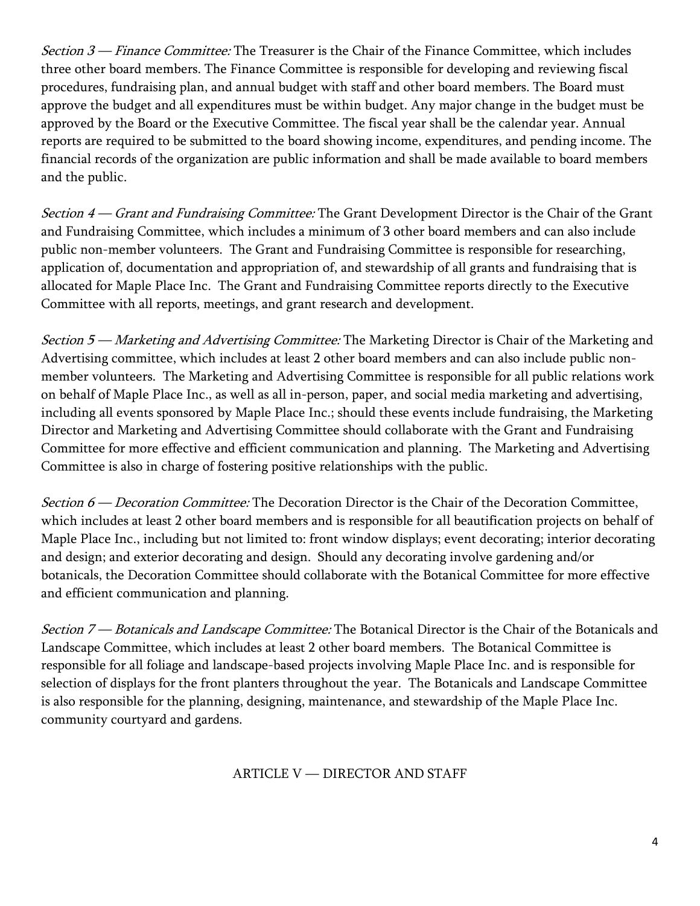*Section 3 — Finance Committee:* The Treasurer is the Chair of the Finance Committee, which includes three other board members. The Finance Committee is responsible for developing and reviewing fiscal procedures, fundraising plan, and annual budget with staff and other board members. The Board must approve the budget and all expenditures must be within budget. Any major change in the budget must be approved by the Board or the Executive Committee. The fiscal year shall be the calendar year. Annual reports are required to be submitted to the board showing income, expenditures, and pending income. The financial records of the organization are public information and shall be made available to board members and the public.

*Section 4 — Grant and Fundraising Committee:* The Grant Development Director is the Chair of the Grant and Fundraising Committee, which includes a minimum of 3 other board members and can also include public non-member volunteers. The Grant and Fundraising Committee is responsible for researching, application of, documentation and appropriation of, and stewardship of all grants and fundraising that is allocated for Maple Place Inc. The Grant and Fundraising Committee reports directly to the Executive Committee with all reports, meetings, and grant research and development.

*Section 5 — Marketing and Advertising Committee:* The Marketing Director is Chair of the Marketing and Advertising committee, which includes at least 2 other board members and can also include public non-member volunteers. The Marketing and Advertising Committee is responsible for all public relations work on behalf of Maple Place Inc., as well as all in-person, paper, and social media marketing and advertising, including all events sponsored by Maple Place Inc.; should these events include fundraising, the Marketing Director and Marketing and Advertising Committee should collaborate with the Grant and Fundraising Committee for more effective and efficient communication and planning. The Marketing and Advertising Committee is also in charge of fostering positive relationships with the public.

*Section 6 — Decoration Committee:* The Decoration Director is the Chair of the Decoration Committee, which includes at least 2 other board members and is responsible for all beautification projects on behalf of Maple Place Inc., including but not limited to: front window displays; event decorating; interior decorating and design; and exterior decorating and design. Should any decorating involve gardening and/or botanicals, the Decoration Committee should collaborate with the Botanical Committee for more effective and efficient communication and planning.

*Section 7 — Botanicals and Landscape Committee:* The Botanical Director is the Chair of the Botanicals and Landscape Committee, which includes at least 2 other board members. The Botanical Committee is responsible for all foliage and landscape-based projects involving Maple Place Inc. and is responsible for selection of displays for the front planters throughout the year. The Botanicals and Landscape Committee is also responsible for the planning, designing, maintenance, and stewardship of the Maple Place Inc. community courtyard and gardens.

## ARTICLE V — DIRECTOR AND STAFF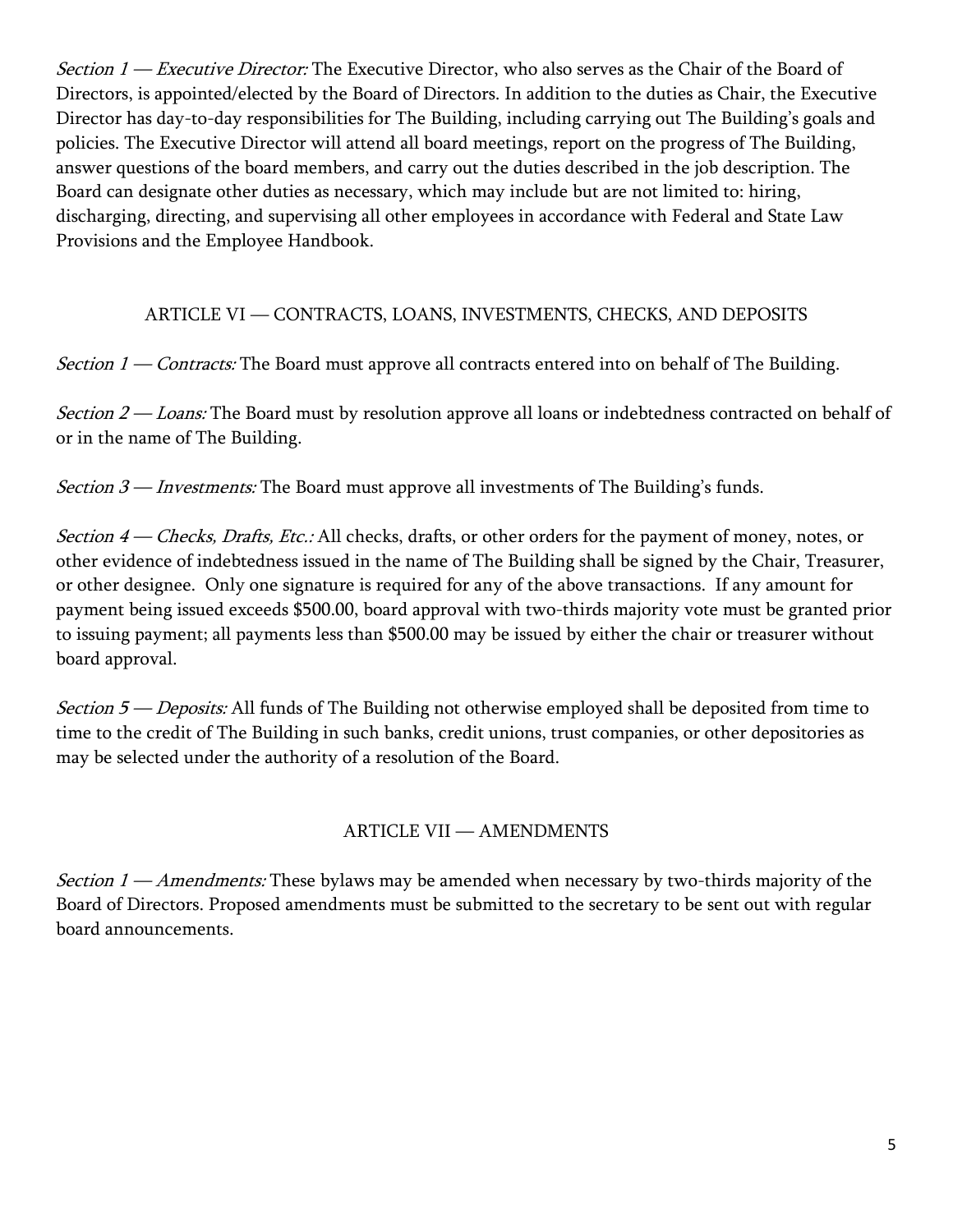*Section 1 — Executive Director:* The Executive Director, who also serves as the Chair of the Board of Directors, is appointed/elected by the Board of Directors. In addition to the duties as Chair, the Executive Director has day-to-day responsibilities for The Building, including carrying out The Building's goals and policies. The Executive Director will attend all board meetings, report on the progress of The Building, answer questions of the board members, and carry out the duties described in the job description. The Board can designate other duties as necessary, which may include but are not limited to: hiring, discharging, directing, and supervising all other employees in accordance with Federal and State Law Provisions and the Employee Handbook.

## ARTICLE VI — CONTRACTS, LOANS, INVESTMENTS, CHECKS, AND DEPOSITS

*Section 1 — Contracts:* The Board must approve all contracts entered into on behalf of The Building.

*Section 2 — Loans:* The Board must by resolution approve all loans or indebtedness contracted on behalf of or in the name of The Building.

*Section 3 — Investments:* The Board must approve all investments of The Building's funds.

*Section 4 — Checks, Drafts, Etc.:* All checks, drafts, or other orders for the payment of money, notes, or other evidence of indebtedness issued in the name of The Building shall be signed by the Chair, Treasurer, or other designee. Only one signature is required for any of the above transactions. If any amount for payment being issued exceeds $500.00, board approval with two-thirds majority vote must be granted prior to issuing payment; all payments less than $500.00 may be issued by either the chair or treasurer without board approval.

*Section 5 — Deposits:* All funds of The Building not otherwise employed shall be deposited from time to time to the credit of The Building in such banks, credit unions, trust companies, or other depositories as may be selected under the authority of a resolution of the Board.

## ARTICLE VII — AMENDMENTS

*Section 1 — Amendments:* These bylaws may be amended when necessary by two-thirds majority of the Board of Directors. Proposed amendments must be submitted to the secretary to be sent out with regular board announcements.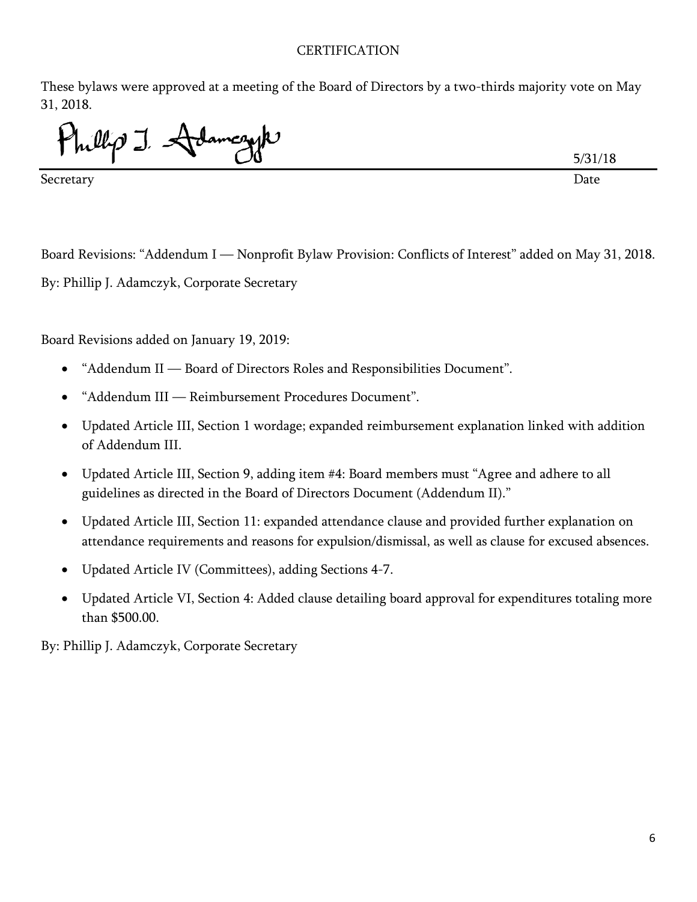## CERTIFICATION

These bylaws were approved at a meeting of the Board of Directors by a two-thirds majority vote on May 31, 2018.

Phillip J. Adamczyk 5/31/18

Secretary Date

Board Revisions: "Addendum I — Nonprofit Bylaw Provision: Conflicts of Interest" added on May 31, 2018.

By: Phillip J. Adamczyk, Corporate Secretary

Board Revisions added on January 19, 2019:

- "Addendum II — Board of Directors Roles and Responsibilities Document".
- "Addendum III — Reimbursement Procedures Document".
- Updated Article III, Section 1 wordage; expanded reimbursement explanation linked with addition of Addendum III.
- Updated Article III, Section 9, adding item #4: Board members must "Agree and adhere to all guidelines as directed in the Board of Directors Document (Addendum II)."
- Updated Article III, Section 11: expanded attendance clause and provided further explanation on attendance requirements and reasons for expulsion/dismissal, as well as clause for excused absences.
- Updated Article IV (Committees), adding Sections 4-7.
- Updated Article VI, Section 4: Added clause detailing board approval for expenditures totaling more than $500.00.

By: Phillip J. Adamczyk, Corporate Secretary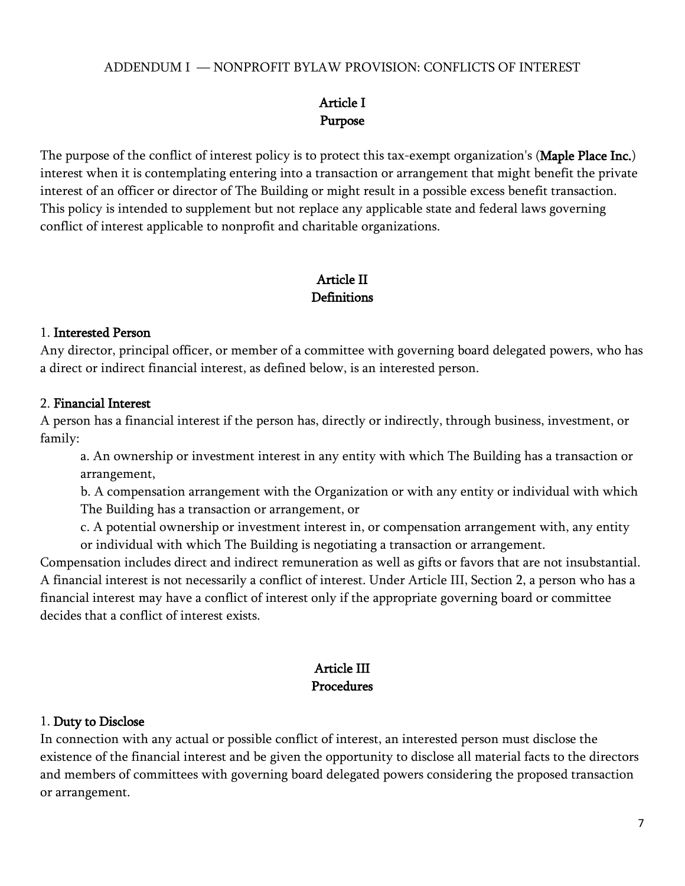ADDENDUM I — NONPROFIT BYLAW PROVISION: CONFLICTS OF INTEREST

## Article I
## Purpose

The purpose of the conflict of interest policy is to protect this tax-exempt organization's (**Maple Place Inc.**) interest when it is contemplating entering into a transaction or arrangement that might benefit the private interest of an officer or director of The Building or might result in a possible excess benefit transaction. This policy is intended to supplement but not replace any applicable state and federal laws governing conflict of interest applicable to nonprofit and charitable organizations.

## Article II
## Definitions

1. **Interested Person**
Any director, principal officer, or member of a committee with governing board delegated powers, who has a direct or indirect financial interest, as defined below, is an interested person.

2. **Financial Interest**
A person has a financial interest if the person has, directly or indirectly, through business, investment, or family:

a. An ownership or investment interest in any entity with which The Building has a transaction or arrangement,

b. A compensation arrangement with the Organization or with any entity or individual with which The Building has a transaction or arrangement, or

c. A potential ownership or investment interest in, or compensation arrangement with, any entity or individual with which The Building is negotiating a transaction or arrangement.

Compensation includes direct and indirect remuneration as well as gifts or favors that are not insubstantial. A financial interest is not necessarily a conflict of interest. Under Article III, Section 2, a person who has a financial interest may have a conflict of interest only if the appropriate governing board or committee decides that a conflict of interest exists.

## Article III
## Procedures

1. **Duty to Disclose**
In connection with any actual or possible conflict of interest, an interested person must disclose the existence of the financial interest and be given the opportunity to disclose all material facts to the directors and members of committees with governing board delegated powers considering the proposed transaction or arrangement.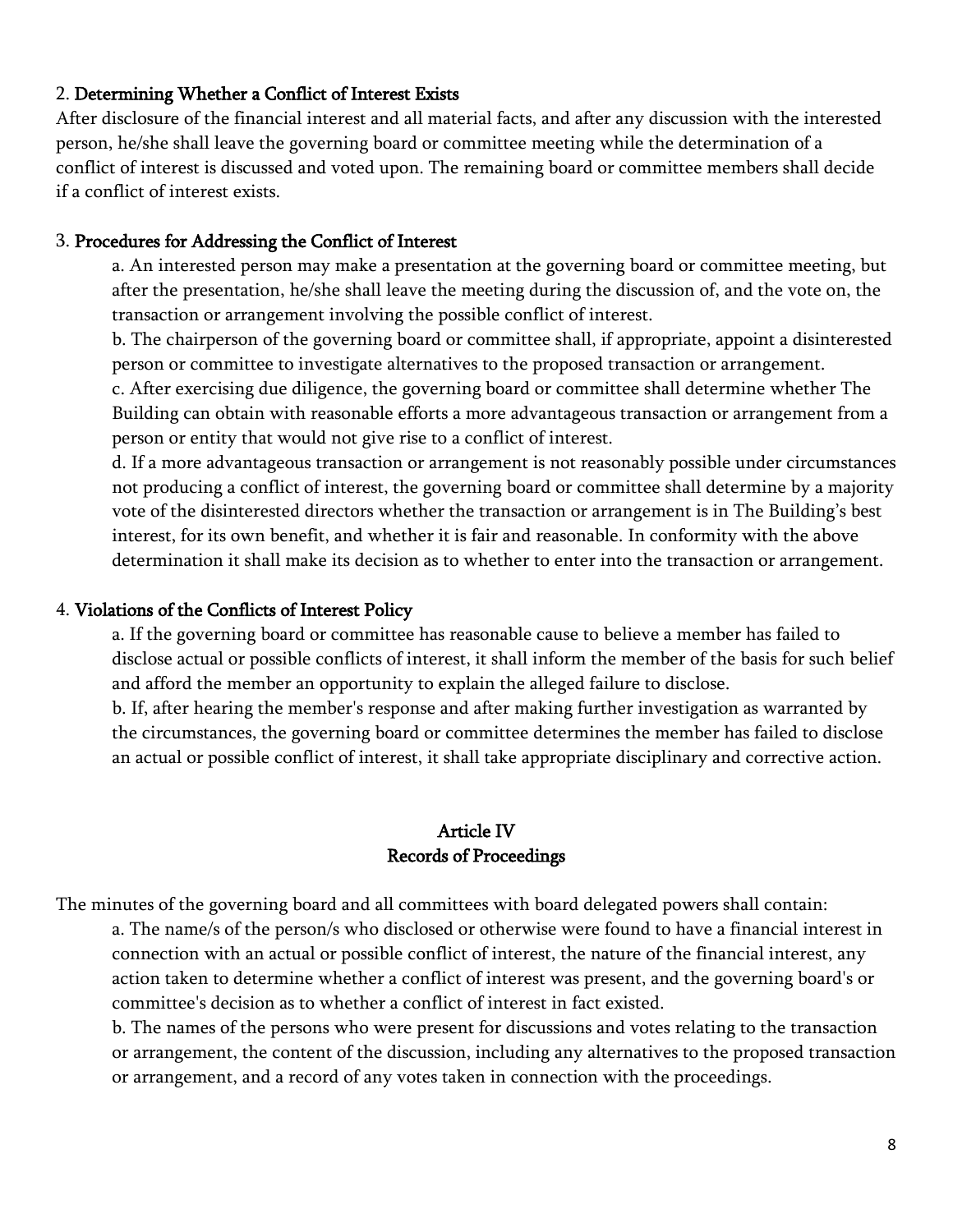2. **Determining Whether a Conflict of Interest Exists**

After disclosure of the financial interest and all material facts, and after any discussion with the interested person, he/she shall leave the governing board or committee meeting while the determination of a conflict of interest is discussed and voted upon. The remaining board or committee members shall decide if a conflict of interest exists.

3. **Procedures for Addressing the Conflict of Interest**

a. An interested person may make a presentation at the governing board or committee meeting, but after the presentation, he/she shall leave the meeting during the discussion of, and the vote on, the transaction or arrangement involving the possible conflict of interest.

b. The chairperson of the governing board or committee shall, if appropriate, appoint a disinterested person or committee to investigate alternatives to the proposed transaction or arrangement.

c. After exercising due diligence, the governing board or committee shall determine whether The Building can obtain with reasonable efforts a more advantageous transaction or arrangement from a person or entity that would not give rise to a conflict of interest.

d. If a more advantageous transaction or arrangement is not reasonably possible under circumstances not producing a conflict of interest, the governing board or committee shall determine by a majority vote of the disinterested directors whether the transaction or arrangement is in The Building's best interest, for its own benefit, and whether it is fair and reasonable. In conformity with the above determination it shall make its decision as to whether to enter into the transaction or arrangement.

4. **Violations of the Conflicts of Interest Policy**

a. If the governing board or committee has reasonable cause to believe a member has failed to disclose actual or possible conflicts of interest, it shall inform the member of the basis for such belief and afford the member an opportunity to explain the alleged failure to disclose.

b. If, after hearing the member's response and after making further investigation as warranted by the circumstances, the governing board or committee determines the member has failed to disclose an actual or possible conflict of interest, it shall take appropriate disciplinary and corrective action.

## Article IV
## Records of Proceedings

The minutes of the governing board and all committees with board delegated powers shall contain:

a. The name/s of the person/s who disclosed or otherwise were found to have a financial interest in connection with an actual or possible conflict of interest, the nature of the financial interest, any action taken to determine whether a conflict of interest was present, and the governing board's or committee's decision as to whether a conflict of interest in fact existed.

b. The names of the persons who were present for discussions and votes relating to the transaction or arrangement, the content of the discussion, including any alternatives to the proposed transaction or arrangement, and a record of any votes taken in connection with the proceedings.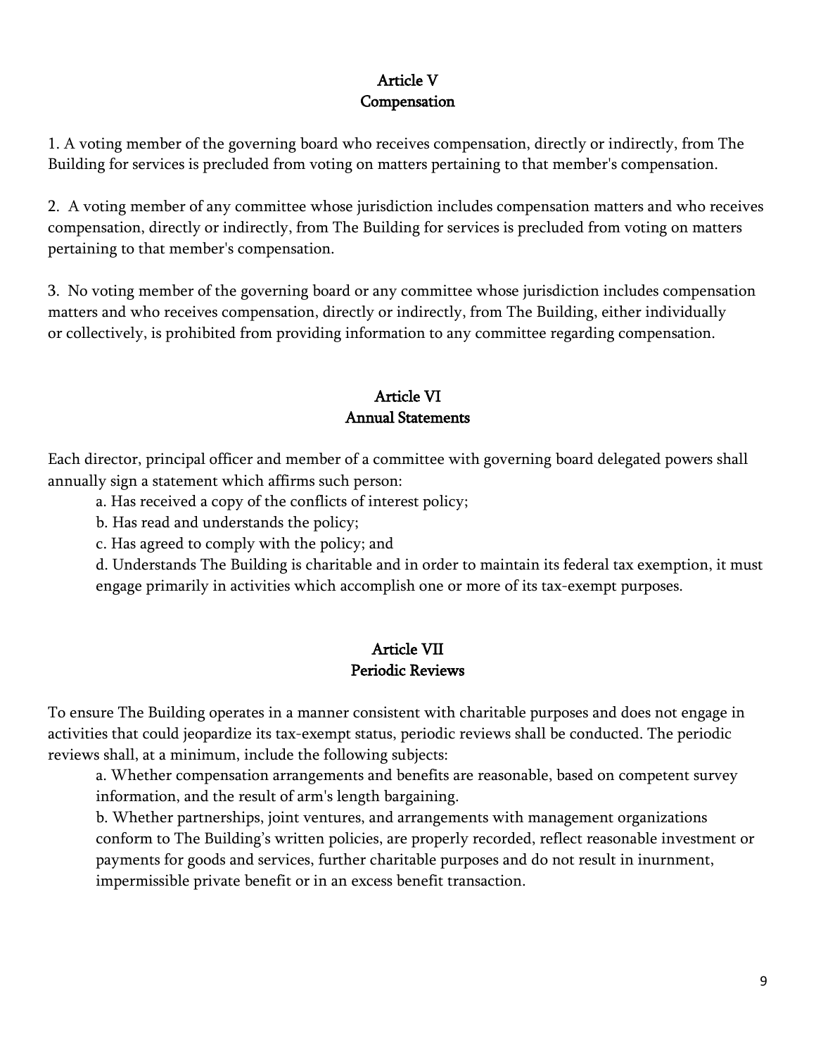## Article V
## Compensation

1. A voting member of the governing board who receives compensation, directly or indirectly, from The Building for services is precluded from voting on matters pertaining to that member's compensation.

2. A voting member of any committee whose jurisdiction includes compensation matters and who receives compensation, directly or indirectly, from The Building for services is precluded from voting on matters pertaining to that member's compensation.

3. No voting member of the governing board or any committee whose jurisdiction includes compensation matters and who receives compensation, directly or indirectly, from The Building, either individually or collectively, is prohibited from providing information to any committee regarding compensation.

## Article VI
## Annual Statements

Each director, principal officer and member of a committee with governing board delegated powers shall annually sign a statement which affirms such person:

a. Has received a copy of the conflicts of interest policy;

b. Has read and understands the policy;

c. Has agreed to comply with the policy; and

d. Understands The Building is charitable and in order to maintain its federal tax exemption, it must engage primarily in activities which accomplish one or more of its tax-exempt purposes.

## Article VII
## Periodic Reviews

To ensure The Building operates in a manner consistent with charitable purposes and does not engage in activities that could jeopardize its tax-exempt status, periodic reviews shall be conducted. The periodic reviews shall, at a minimum, include the following subjects:

a. Whether compensation arrangements and benefits are reasonable, based on competent survey information, and the result of arm's length bargaining.

b. Whether partnerships, joint ventures, and arrangements with management organizations conform to The Building's written policies, are properly recorded, reflect reasonable investment or payments for goods and services, further charitable purposes and do not result in inurnment, impermissible private benefit or in an excess benefit transaction.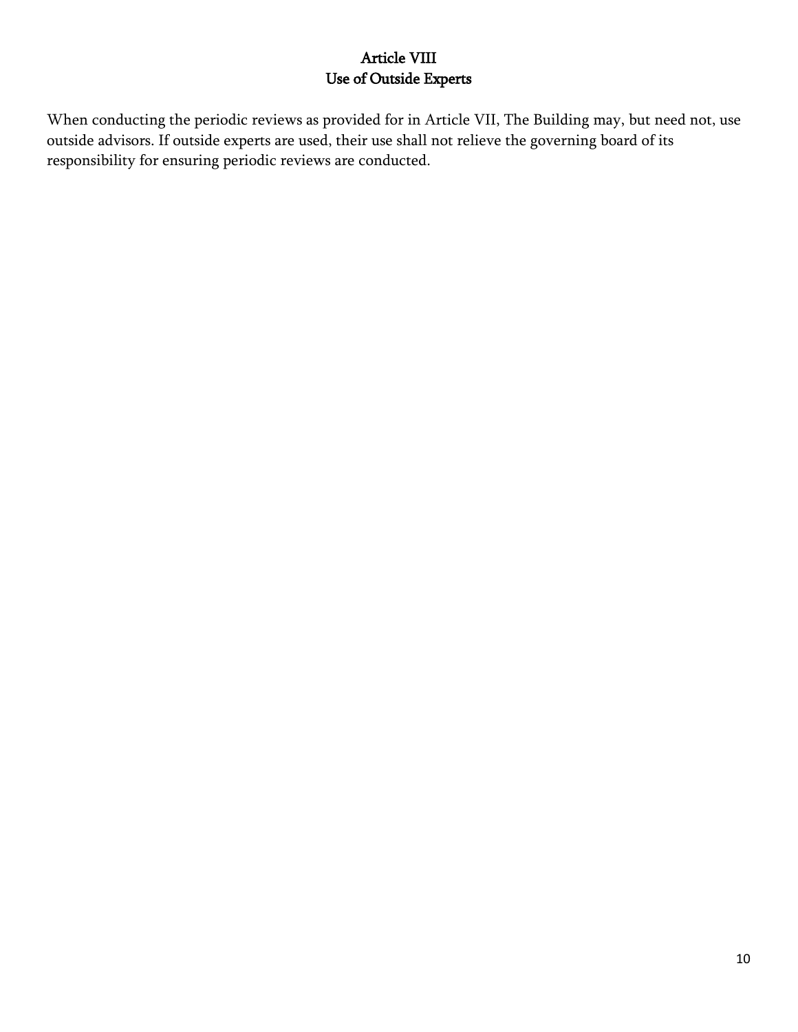## Article VIII
## Use of Outside Experts

When conducting the periodic reviews as provided for in Article VII, The Building may, but need not, use outside advisors. If outside experts are used, their use shall not relieve the governing board of its responsibility for ensuring periodic reviews are conducted.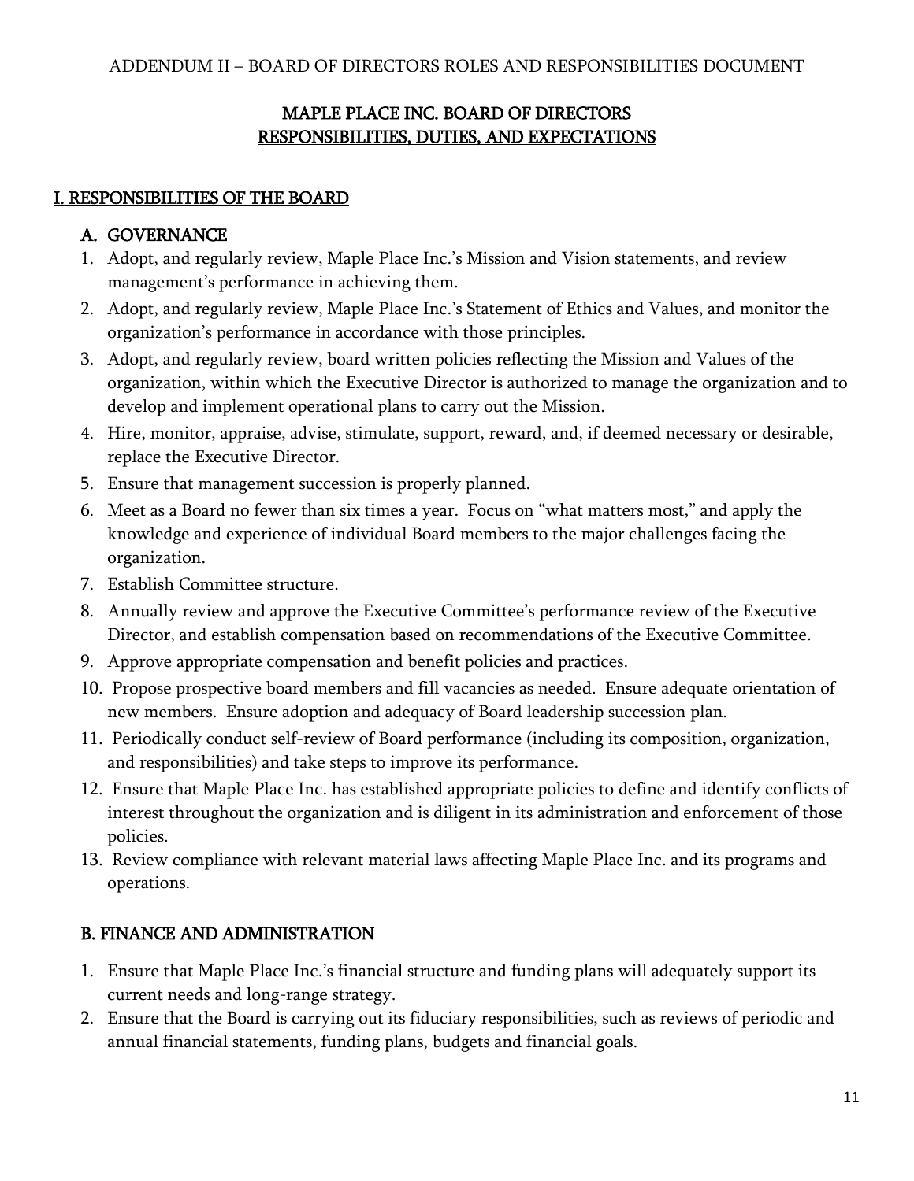ADDENDUM II – BOARD OF DIRECTORS ROLES AND RESPONSIBILITIES DOCUMENT

# MAPLE PLACE INC. BOARD OF DIRECTORS RESPONSIBILITIES, DUTIES, AND EXPECTATIONS

## I. RESPONSIBILITIES OF THE BOARD

### A. GOVERNANCE

1. Adopt, and regularly review, Maple Place Inc.'s Mission and Vision statements, and review management's performance in achieving them.
2. Adopt, and regularly review, Maple Place Inc.'s Statement of Ethics and Values, and monitor the organization's performance in accordance with those principles.
3. Adopt, and regularly review, board written policies reflecting the Mission and Values of the organization, within which the Executive Director is authorized to manage the organization and to develop and implement operational plans to carry out the Mission.
4. Hire, monitor, appraise, advise, stimulate, support, reward, and, if deemed necessary or desirable, replace the Executive Director.
5. Ensure that management succession is properly planned.
6. Meet as a Board no fewer than six times a year. Focus on "what matters most," and apply the knowledge and experience of individual Board members to the major challenges facing the organization.
7. Establish Committee structure.
8. Annually review and approve the Executive Committee's performance review of the Executive Director, and establish compensation based on recommendations of the Executive Committee.
9. Approve appropriate compensation and benefit policies and practices.
10. Propose prospective board members and fill vacancies as needed. Ensure adequate orientation of new members. Ensure adoption and adequacy of Board leadership succession plan.
11. Periodically conduct self-review of Board performance (including its composition, organization, and responsibilities) and take steps to improve its performance.
12. Ensure that Maple Place Inc. has established appropriate policies to define and identify conflicts of interest throughout the organization and is diligent in its administration and enforcement of those policies.
13. Review compliance with relevant material laws affecting Maple Place Inc. and its programs and operations.

### B. FINANCE AND ADMINISTRATION

1. Ensure that Maple Place Inc.'s financial structure and funding plans will adequately support its current needs and long-range strategy.
2. Ensure that the Board is carrying out its fiduciary responsibilities, such as reviews of periodic and annual financial statements, funding plans, budgets and financial goals.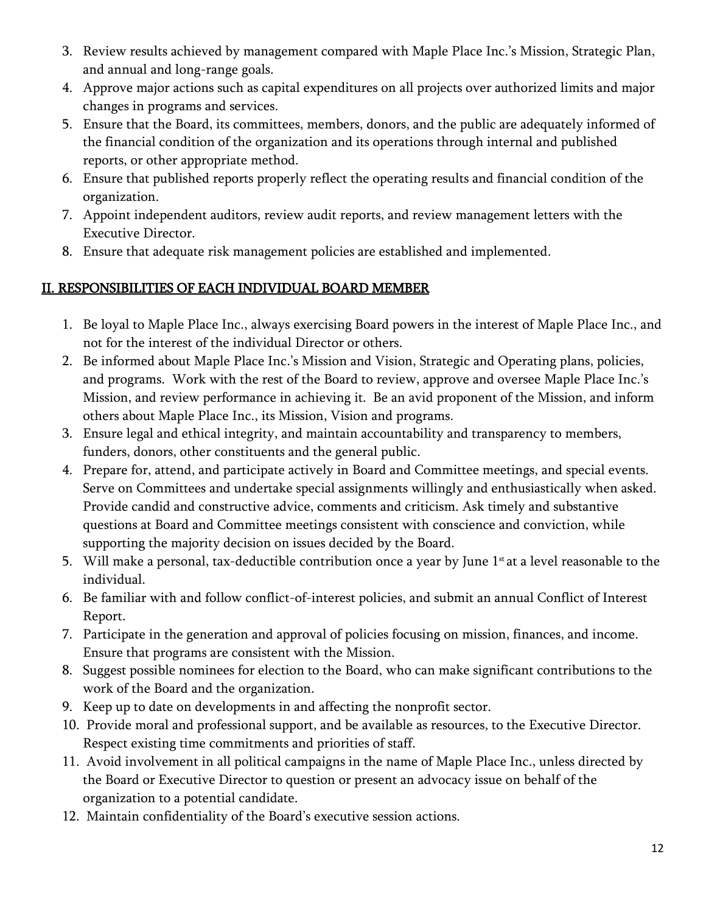3. Review results achieved by management compared with Maple Place Inc.'s Mission, Strategic Plan, and annual and long-range goals.
4. Approve major actions such as capital expenditures on all projects over authorized limits and major changes in programs and services.
5. Ensure that the Board, its committees, members, donors, and the public are adequately informed of the financial condition of the organization and its operations through internal and published reports, or other appropriate method.
6. Ensure that published reports properly reflect the operating results and financial condition of the organization.
7. Appoint independent auditors, review audit reports, and review management letters with the Executive Director.
8. Ensure that adequate risk management policies are established and implemented.

## II. RESPONSIBILITIES OF EACH INDIVIDUAL BOARD MEMBER

1. Be loyal to Maple Place Inc., always exercising Board powers in the interest of Maple Place Inc., and not for the interest of the individual Director or others.
2. Be informed about Maple Place Inc.'s Mission and Vision, Strategic and Operating plans, policies, and programs. Work with the rest of the Board to review, approve and oversee Maple Place Inc.'s Mission, and review performance in achieving it. Be an avid proponent of the Mission, and inform others about Maple Place Inc., its Mission, Vision and programs.
3. Ensure legal and ethical integrity, and maintain accountability and transparency to members, funders, donors, other constituents and the general public.
4. Prepare for, attend, and participate actively in Board and Committee meetings, and special events. Serve on Committees and undertake special assignments willingly and enthusiastically when asked. Provide candid and constructive advice, comments and criticism. Ask timely and substantive questions at Board and Committee meetings consistent with conscience and conviction, while supporting the majority decision on issues decided by the Board.
5. Will make a personal, tax-deductible contribution once a year by June 1st at a level reasonable to the individual.
6. Be familiar with and follow conflict-of-interest policies, and submit an annual Conflict of Interest Report.
7. Participate in the generation and approval of policies focusing on mission, finances, and income. Ensure that programs are consistent with the Mission.
8. Suggest possible nominees for election to the Board, who can make significant contributions to the work of the Board and the organization.
9. Keep up to date on developments in and affecting the nonprofit sector.
10. Provide moral and professional support, and be available as resources, to the Executive Director. Respect existing time commitments and priorities of staff.
11. Avoid involvement in all political campaigns in the name of Maple Place Inc., unless directed by the Board or Executive Director to question or present an advocacy issue on behalf of the organization to a potential candidate.
12. Maintain confidentiality of the Board's executive session actions.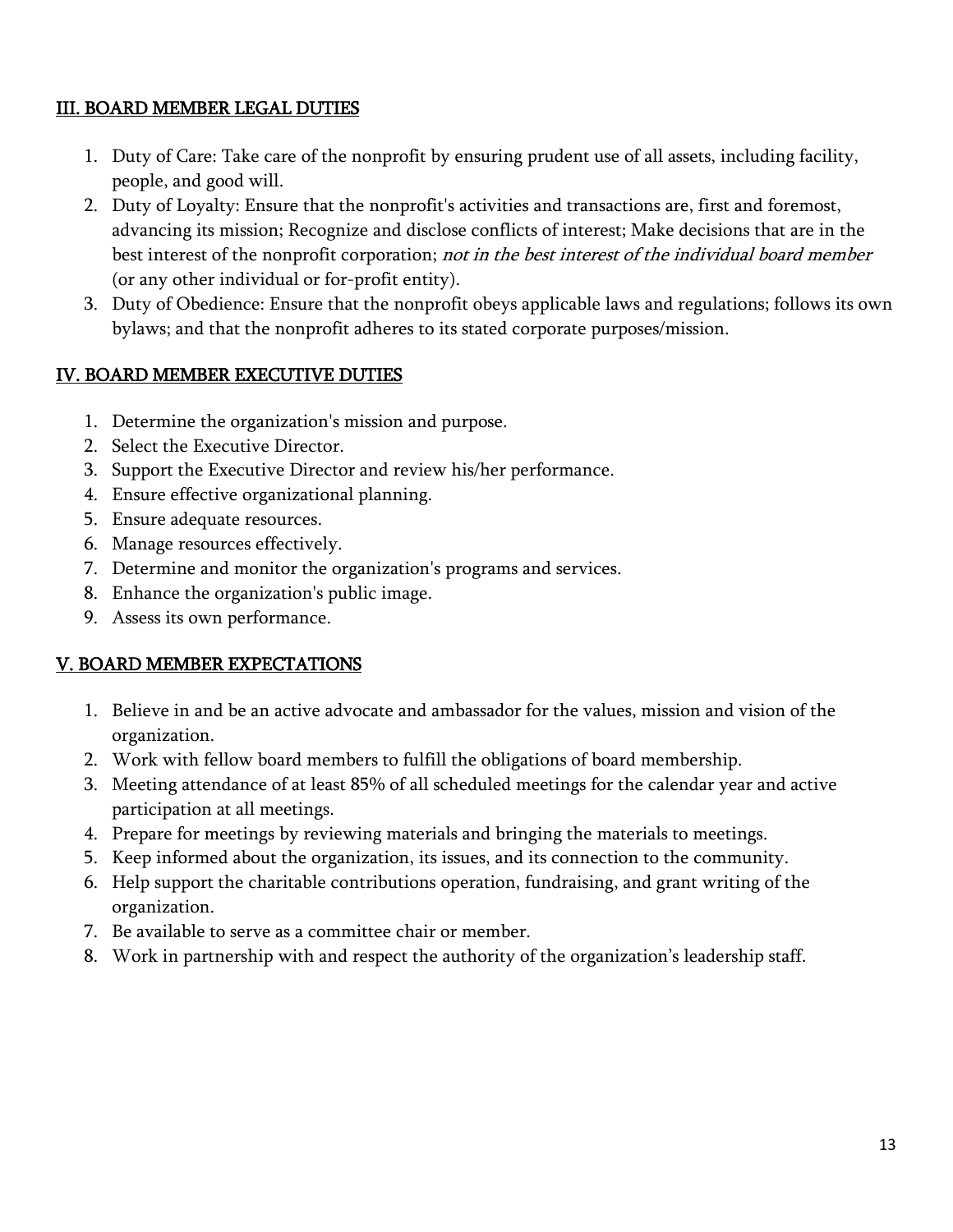## III. BOARD MEMBER LEGAL DUTIES

1. Duty of Care: Take care of the nonprofit by ensuring prudent use of all assets, including facility, people, and good will.
2. Duty of Loyalty: Ensure that the nonprofit's activities and transactions are, first and foremost, advancing its mission; Recognize and disclose conflicts of interest; Make decisions that are in the best interest of the nonprofit corporation; *not in the best interest of the individual board member* (or any other individual or for-profit entity).
3. Duty of Obedience: Ensure that the nonprofit obeys applicable laws and regulations; follows its own bylaws; and that the nonprofit adheres to its stated corporate purposes/mission.

## IV. BOARD MEMBER EXECUTIVE DUTIES

1. Determine the organization's mission and purpose.
2. Select the Executive Director.
3. Support the Executive Director and review his/her performance.
4. Ensure effective organizational planning.
5. Ensure adequate resources.
6. Manage resources effectively.
7. Determine and monitor the organization's programs and services.
8. Enhance the organization's public image.
9. Assess its own performance.

## V. BOARD MEMBER EXPECTATIONS

1. Believe in and be an active advocate and ambassador for the values, mission and vision of the organization.
2. Work with fellow board members to fulfill the obligations of board membership.
3. Meeting attendance of at least 85% of all scheduled meetings for the calendar year and active participation at all meetings.
4. Prepare for meetings by reviewing materials and bringing the materials to meetings.
5. Keep informed about the organization, its issues, and its connection to the community.
6. Help support the charitable contributions operation, fundraising, and grant writing of the organization.
7. Be available to serve as a committee chair or member.
8. Work in partnership with and respect the authority of the organization's leadership staff.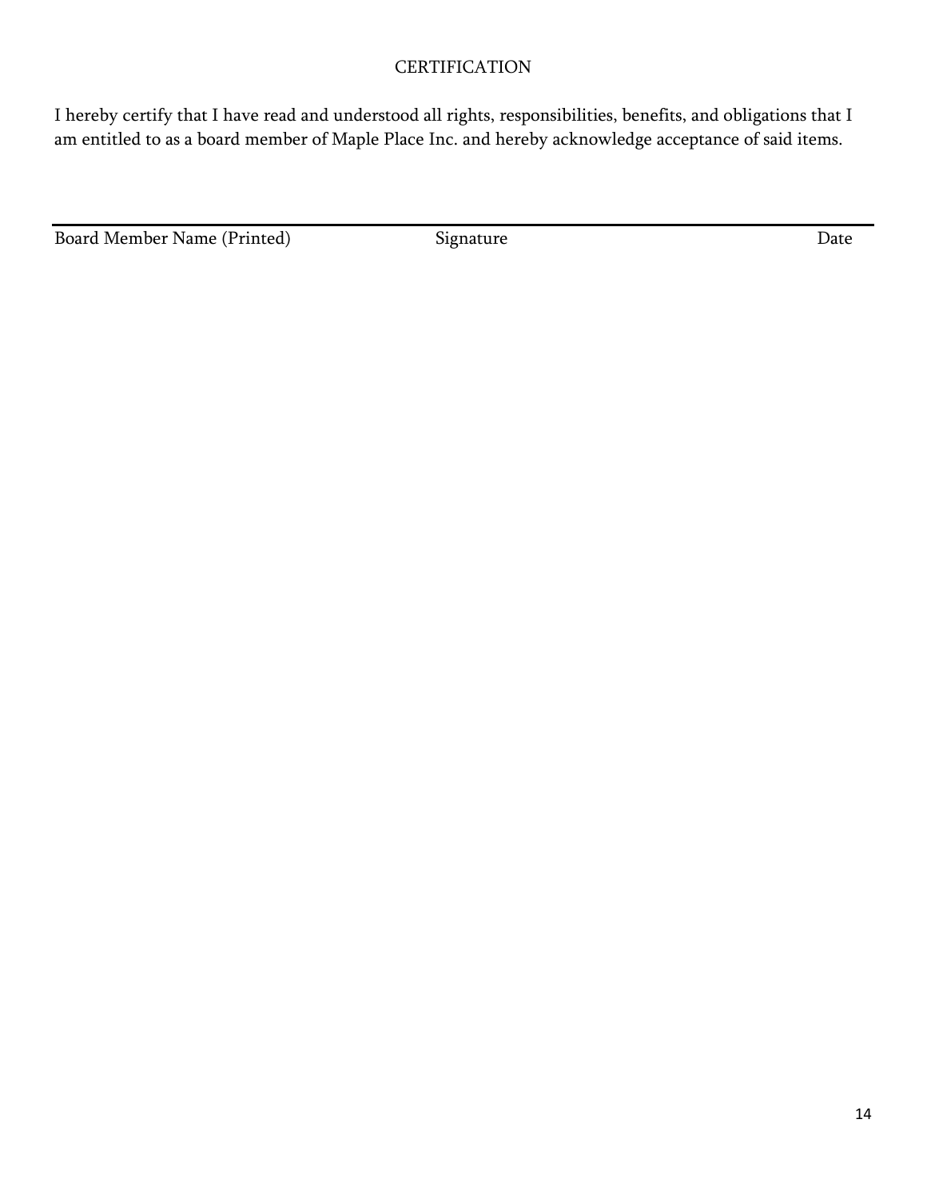## CERTIFICATION

I hereby certify that I have read and understood all rights, responsibilities, benefits, and obligations that I am entitled to as a board member of Maple Place Inc. and hereby acknowledge acceptance of said items.

---

Board Member Name (Printed)  Signature  Date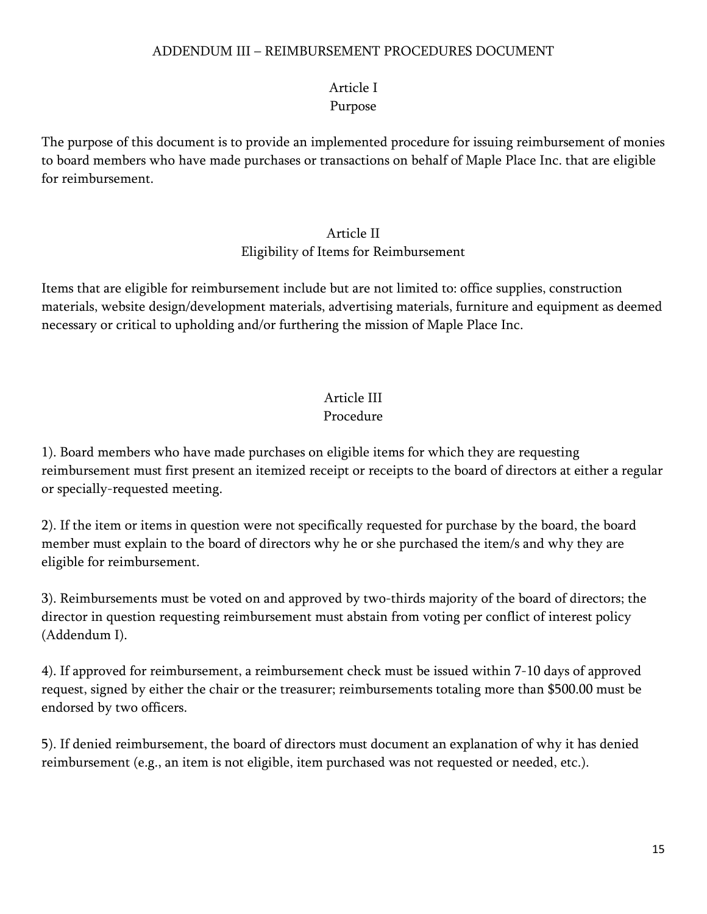# ADDENDUM III – REIMBURSEMENT PROCEDURES DOCUMENT

## Article I
## Purpose

The purpose of this document is to provide an implemented procedure for issuing reimbursement of monies to board members who have made purchases or transactions on behalf of Maple Place Inc. that are eligible for reimbursement.

## Article II
## Eligibility of Items for Reimbursement

Items that are eligible for reimbursement include but are not limited to: office supplies, construction materials, website design/development materials, advertising materials, furniture and equipment as deemed necessary or critical to upholding and/or furthering the mission of Maple Place Inc.

## Article III
## Procedure

1). Board members who have made purchases on eligible items for which they are requesting reimbursement must first present an itemized receipt or receipts to the board of directors at either a regular or specially-requested meeting.

2). If the item or items in question were not specifically requested for purchase by the board, the board member must explain to the board of directors why he or she purchased the item/s and why they are eligible for reimbursement.

3). Reimbursements must be voted on and approved by two-thirds majority of the board of directors; the director in question requesting reimbursement must abstain from voting per conflict of interest policy (Addendum I).

4). If approved for reimbursement, a reimbursement check must be issued within 7-10 days of approved request, signed by either the chair or the treasurer; reimbursements totaling more than $500.00 must be endorsed by two officers.

5). If denied reimbursement, the board of directors must document an explanation of why it has denied reimbursement (e.g., an item is not eligible, item purchased was not requested or needed, etc.).